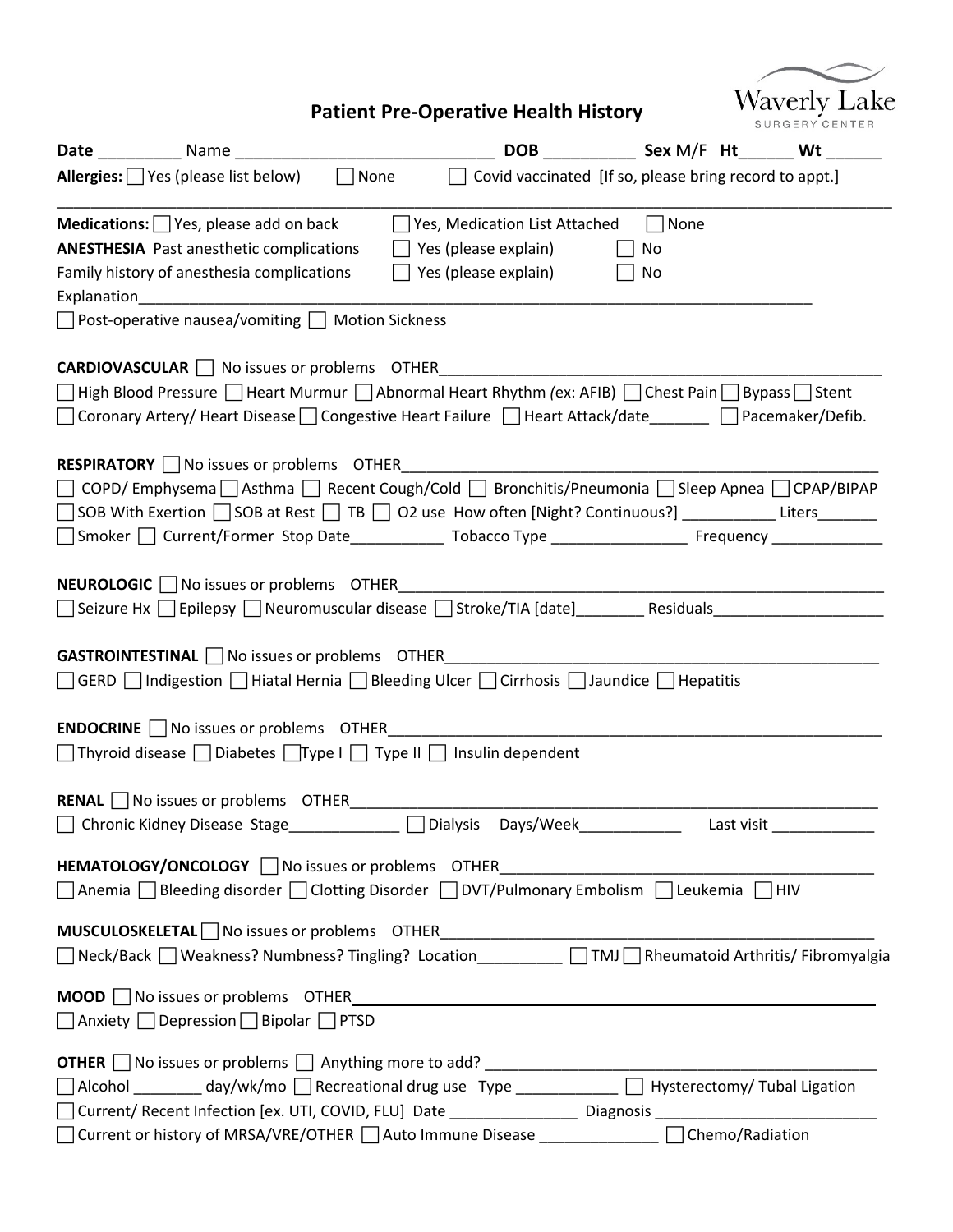# Patient Pre-Operative Health History

Waverly Lake SURGERY CENTER

**Date** _________ Name ____________________________ **DOB** __________ **Sex** M/F **Ht**______ **Wt** ______

**Allergies:** ☐ Yes (please list below) ☐ None ☐ Covid vaccinated [If so, please bring record to appt.]

_____________________________________________________________________________________________

**Medications:** ☐ Yes, please add on back ☐ Yes, Medication List Attached ☐ None

**ANESTHESIA** Past anesthetic complications ☐ Yes (please explain) ☐ No

Family history of anesthesia complications ☐ Yes (please explain) ☐ No

Explanation_____________________________________________________________________________

☐ Post-operative nausea/vomiting ☐ Motion Sickness

**CARDIOVASCULAR** ☐ No issues or problems OTHER_____________________________________________

☐ High Blood Pressure ☐ Heart Murmur ☐ Abnormal Heart Rhythm (ex: AFIB) ☐ Chest Pain ☐ Bypass ☐ Stent

☐ Coronary Artery/ Heart Disease ☐ Congestive Heart Failure ☐ Heart Attack/date_______ ☐ Pacemaker/Defib.

**RESPIRATORY** ☐ No issues or problems OTHER_____________________________________________

☐ COPD/ Emphysema ☐ Asthma ☐ Recent Cough/Cold ☐ Bronchitis/Pneumonia ☐ Sleep Apnea ☐ CPAP/BIPAP

☐ SOB With Exertion ☐ SOB at Rest ☐ TB ☐ O2 use How often [Night? Continuous?] __________ Liters_______

☐ Smoker ☐ Current/Former Stop Date___________ Tobacco Type ________________ Frequency _____________

**NEUROLOGIC** ☐ No issues or problems OTHER_____________________________________________

☐ Seizure Hx ☐ Epilepsy ☐ Neuromuscular disease ☐ Stroke/TIA [date]________ Residuals____________________

**GASTROINTESTINAL** ☐ No issues or problems OTHER_____________________________________________

☐ GERD ☐ Indigestion ☐ Hiatal Hernia ☐ Bleeding Ulcer ☐ Cirrhosis ☐ Jaundice ☐ Hepatitis

**ENDOCRINE** ☐ No issues or problems OTHER_____________________________________________

☐ Thyroid disease ☐ Diabetes ☐ Type I ☐ Type II ☐ Insulin dependent

**RENAL** ☐ No issues or problems OTHER_____________________________________________

☐ Chronic Kidney Disease Stage_____________ ☐ Dialysis Days/Week____________ Last visit ____________

**HEMATOLOGY/ONCOLOGY** ☐ No issues or problems OTHER_____________________________________________

☐ Anemia ☐ Bleeding disorder ☐ Clotting Disorder ☐ DVT/Pulmonary Embolism ☐ Leukemia ☐ HIV

**MUSCULOSKELETAL** ☐ No issues or problems OTHER_____________________________________________

☐ Neck/Back ☐ Weakness? Numbness? Tingling? Location__________ ☐ TMJ ☐ Rheumatoid Arthritis/ Fibromyalgia

**MOOD** ☐ No issues or problems OTHER_____________________________________________

☐ Anxiety ☐ Depression ☐ Bipolar ☐ PTSD

**OTHER** ☐ No issues or problems ☐ Anything more to add? _____________________________________________

☐ Alcohol ________ day/wk/mo ☐ Recreational drug use Type ____________ ☐ Hysterectomy/ Tubal Ligation

☐ Current/ Recent Infection [ex. UTI, COVID, FLU] Date _______________ Diagnosis __________________________

☐ Current or history of MRSA/VRE/OTHER ☐ Auto Immune Disease ______________ ☐ Chemo/Radiation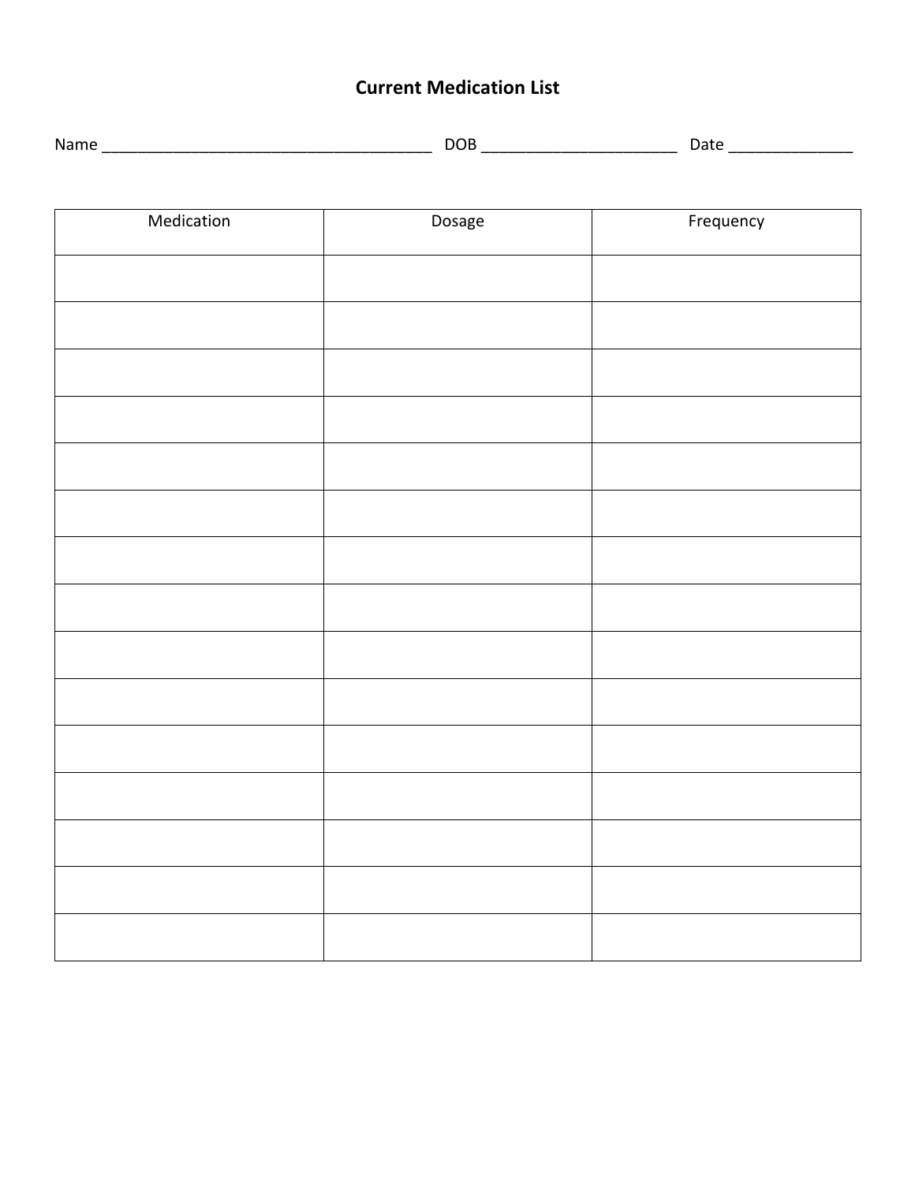# Current Medication List

Name ______________________________________ DOB ______________________ Date ______________

| Medication | Dosage | Frequency |
| --- | --- | --- |
| | | |
| | | |
| | | |
| | | |
| | | |
| | | |
| | | |
| | | |
| | | |
| | | |
| | | |
| | | |
| | | |
| | | |
| | | |